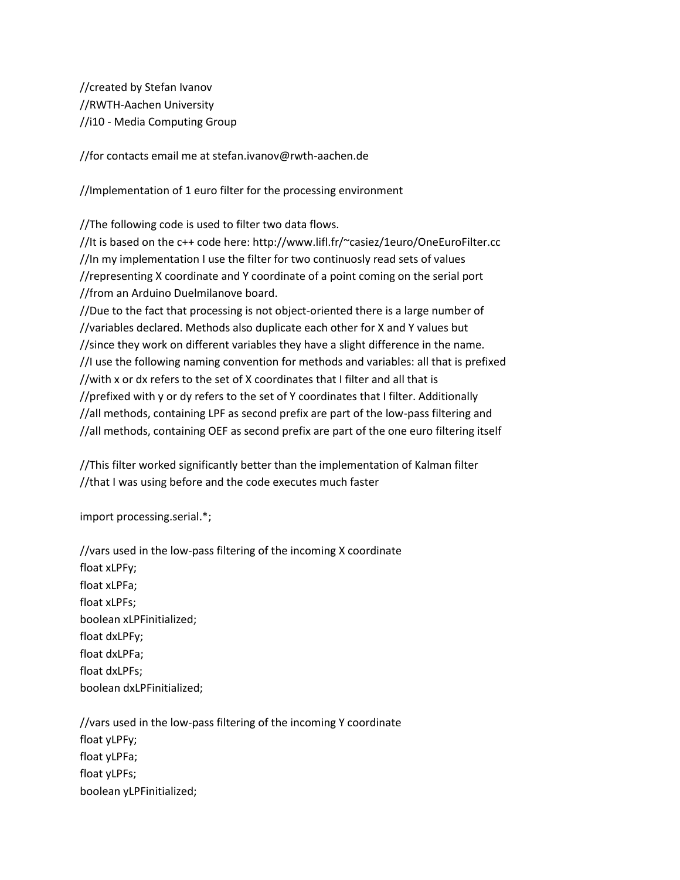```
//created by Stefan Ivanov
//RWTH-Aachen University
//i10 - Media Computing Group

//for contacts email me at stefan.ivanov@rwth-aachen.de

//Implementation of 1 euro filter for the processing environment

//The following code is used to filter two data flows.
//It is based on the c++ code here: http://www.lifl.fr/~casiez/1euro/OneEuroFilter.cc
//In my implementation I use the filter for two continuosly read sets of values
//representing X coordinate and Y coordinate of a point coming on the serial port
//from an Arduino Duelmilanove board.
//Due to the fact that processing is not object-oriented there is a large number of
//variables declared. Methods also duplicate each other for X and Y values but
//since they work on different variables they have a slight difference in the name.
//I use the following naming convention for methods and variables: all that is prefixed
//with x or dx refers to the set of X coordinates that I filter and all that is
//prefixed with y or dy refers to the set of Y coordinates that I filter. Additionally
//all methods, containing LPF as second prefix are part of the low-pass filtering and
//all methods, containing OEF as second prefix are part of the one euro filtering itself

//This filter worked significantly better than the implementation of Kalman filter
//that I was using before and the code executes much faster

import processing.serial.*;

//vars used in the low-pass filtering of the incoming X coordinate
float xLPFy;
float xLPFa;
float xLPFs;
boolean xLPFinitialized;
float dxLPFy;
float dxLPFa;
float dxLPFs;
boolean dxLPFinitialized;

//vars used in the low-pass filtering of the incoming Y coordinate
float yLPFy;
float yLPFa;
float yLPFs;
boolean yLPFinitialized;
```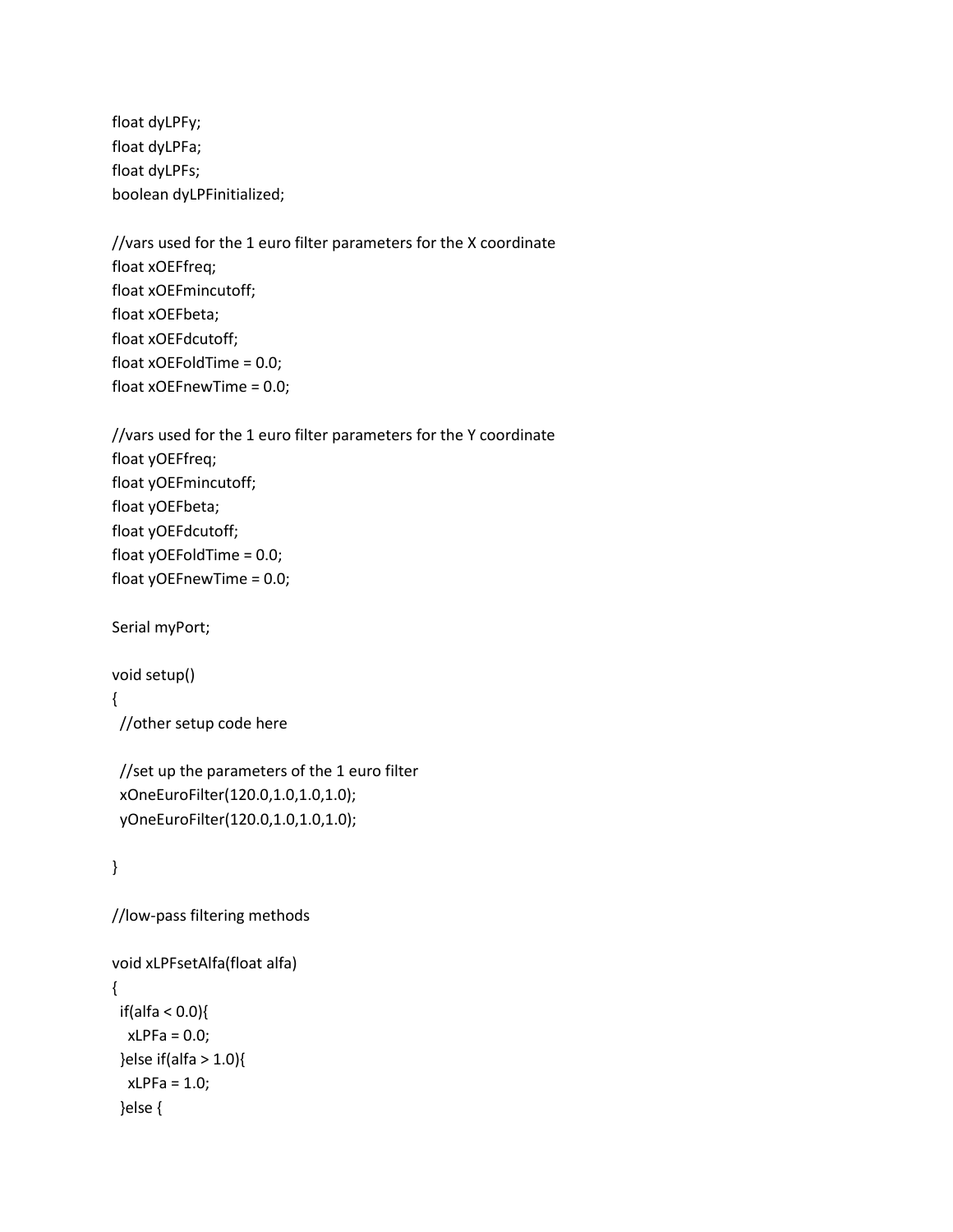```
float dyLPFy;
float dyLPFa;
float dyLPFs;
boolean dyLPFinitialized;

//vars used for the 1 euro filter parameters for the X coordinate
float xOEFfreq;
float xOEFmincutoff;
float xOEFbeta;
float xOEFdcutoff;
float xOEFoldTime = 0.0;
float xOEFnewTime = 0.0;

//vars used for the 1 euro filter parameters for the Y coordinate
float yOEFfreq;
float yOEFmincutoff;
float yOEFbeta;
float yOEFdcutoff;
float yOEFoldTime = 0.0;
float yOEFnewTime = 0.0;

Serial myPort;

void setup()
{
  //other setup code here

  //set up the parameters of the 1 euro filter
  xOneEuroFilter(120.0,1.0,1.0,1.0);
  yOneEuroFilter(120.0,1.0,1.0,1.0);

}

//low-pass filtering methods

void xLPFsetAlfa(float alfa)
{
  if(alfa < 0.0){
    xLPFa = 0.0;
  }else if(alfa > 1.0){
    xLPFa = 1.0;
  }else {
```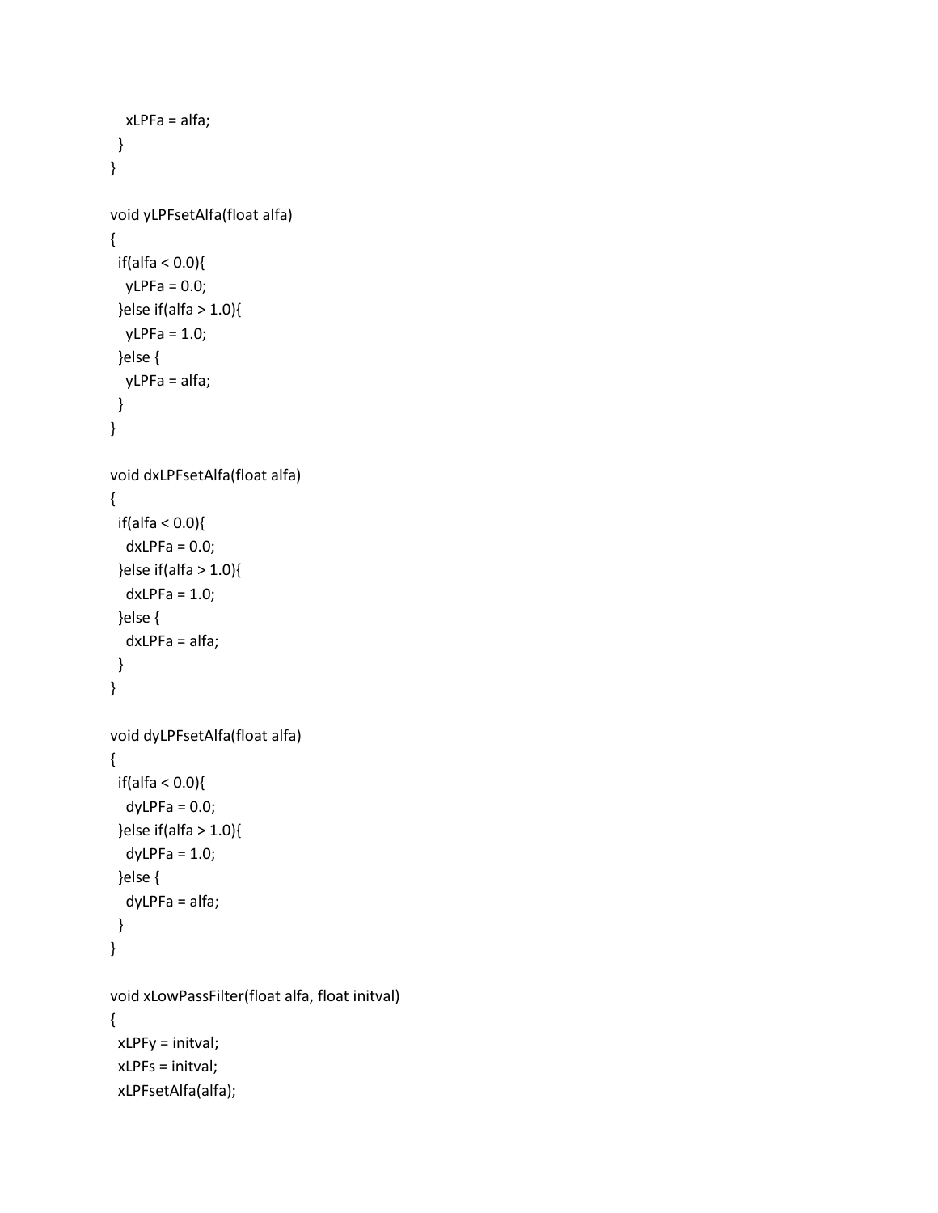```
    xLPFa = alfa;
  }
}

void yLPFsetAlfa(float alfa)
{
  if(alfa < 0.0){
    yLPFa = 0.0;
  }else if(alfa > 1.0){
    yLPFa = 1.0;
  }else {
    yLPFa = alfa;
  }
}

void dxLPFsetAlfa(float alfa)
{
  if(alfa < 0.0){
    dxLPFa = 0.0;
  }else if(alfa > 1.0){
    dxLPFa = 1.0;
  }else {
    dxLPFa = alfa;
  }
}

void dyLPFsetAlfa(float alfa)
{
  if(alfa < 0.0){
    dyLPFa = 0.0;
  }else if(alfa > 1.0){
    dyLPFa = 1.0;
  }else {
    dyLPFa = alfa;
  }
}

void xLowPassFilter(float alfa, float initval)
{
  xLPFy = initval;
  xLPFs = initval;
  xLPFsetAlfa(alfa);
```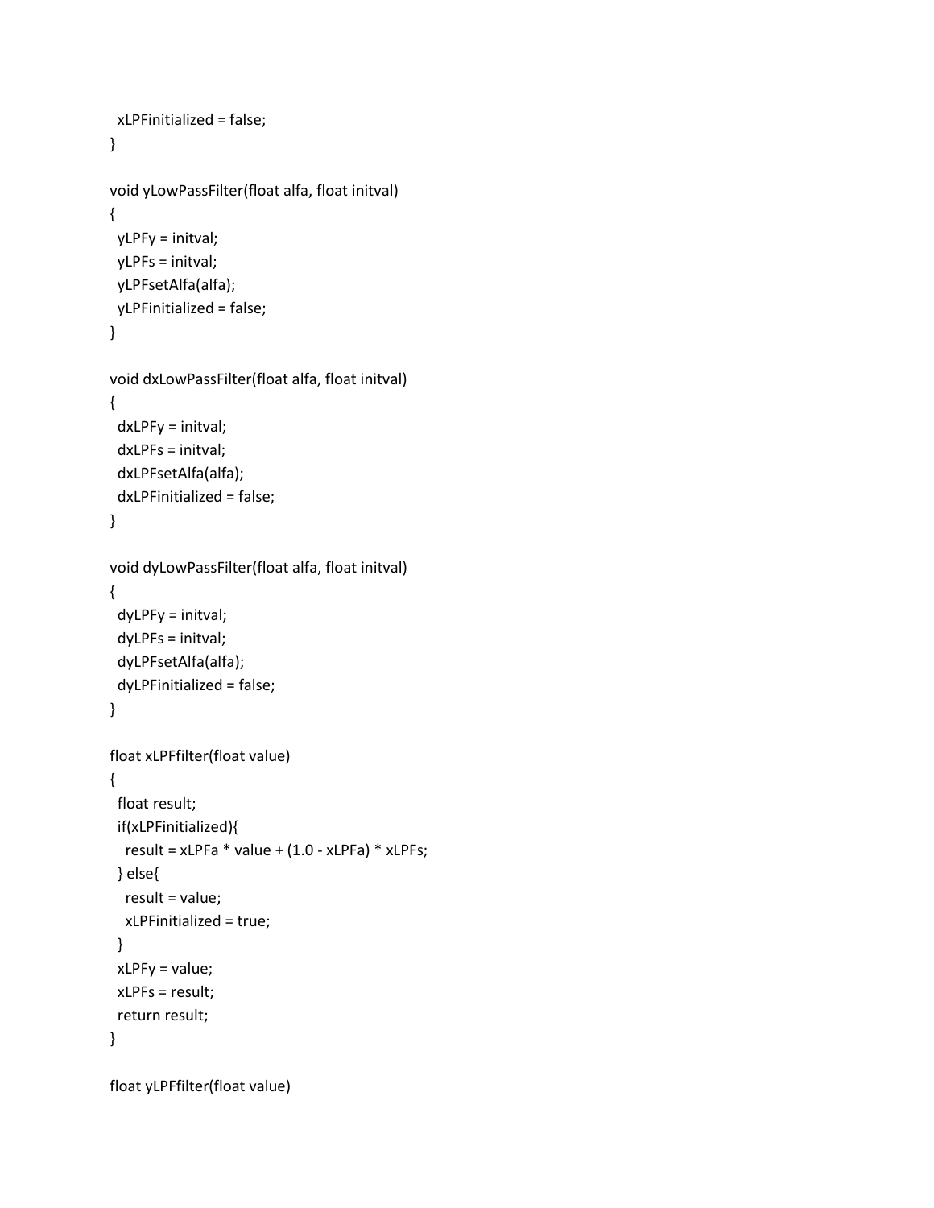```
  xLPFinitialized = false;
}

void yLowPassFilter(float alfa, float initval)
{
  yLPFy = initval;
  yLPFs = initval;
  yLPFsetAlfa(alfa);
  yLPFinitialized = false;
}

void dxLowPassFilter(float alfa, float initval)
{
  dxLPFy = initval;
  dxLPFs = initval;
  dxLPFsetAlfa(alfa);
  dxLPFinitialized = false;
}

void dyLowPassFilter(float alfa, float initval)
{
  dyLPFy = initval;
  dyLPFs = initval;
  dyLPFsetAlfa(alfa);
  dyLPFinitialized = false;
}

float xLPFfilter(float value)
{
  float result;
  if(xLPFinitialized){
    result = xLPFa * value + (1.0 - xLPFa) * xLPFs;
  } else{
    result = value;
    xLPFinitialized = true;
  }
  xLPFy = value;
  xLPFs = result;
  return result;
}

float yLPFfilter(float value)
```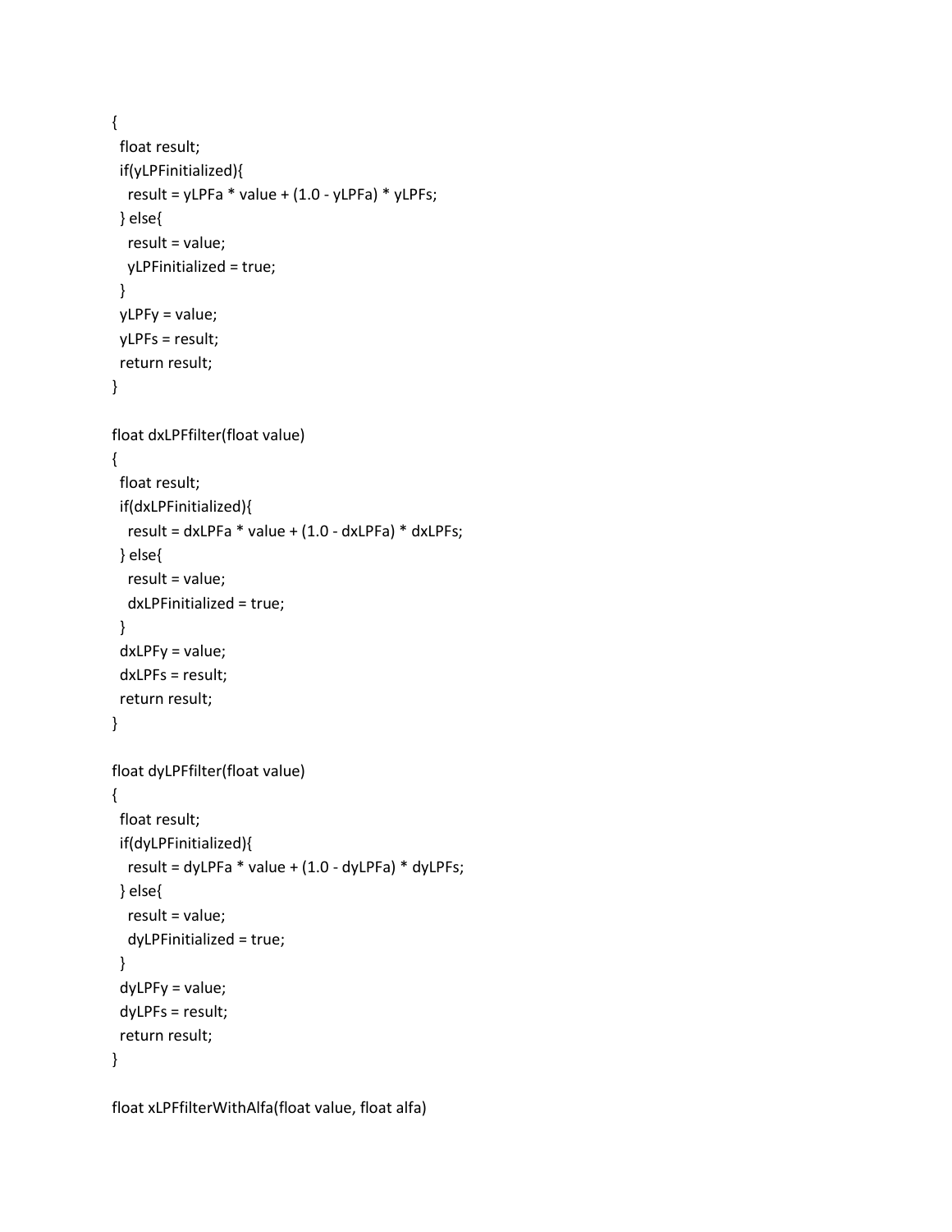```
{
  float result;
  if(yLPFinitialized){
    result = yLPFa * value + (1.0 - yLPFa) * yLPFs;
  } else{
    result = value;
    yLPFinitialized = true;
  }
  yLPFy = value;
  yLPFs = result;
  return result;
}

float dxLPFfilter(float value)
{
  float result;
  if(dxLPFinitialized){
    result = dxLPFa * value + (1.0 - dxLPFa) * dxLPFs;
  } else{
    result = value;
    dxLPFinitialized = true;
  }
  dxLPFy = value;
  dxLPFs = result;
  return result;
}

float dyLPFfilter(float value)
{
  float result;
  if(dyLPFinitialized){
    result = dyLPFa * value + (1.0 - dyLPFa) * dyLPFs;
  } else{
    result = value;
    dyLPFinitialized = true;
  }
  dyLPFy = value;
  dyLPFs = result;
  return result;
}

float xLPFfilterWithAlfa(float value, float alfa)
```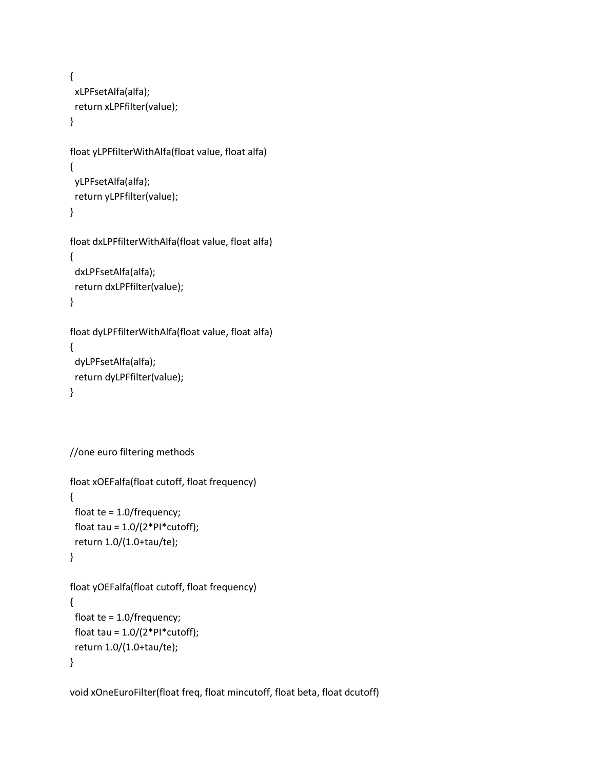```
{
  xLPFsetAlfa(alfa);
  return xLPFfilter(value);
}

float yLPFfilterWithAlfa(float value, float alfa)
{
  yLPFsetAlfa(alfa);
  return yLPFfilter(value);
}

float dxLPFfilterWithAlfa(float value, float alfa)
{
  dxLPFsetAlfa(alfa);
  return dxLPFfilter(value);
}

float dyLPFfilterWithAlfa(float value, float alfa)
{
  dyLPFsetAlfa(alfa);
  return dyLPFfilter(value);
}



//one euro filtering methods

float xOEFalfa(float cutoff, float frequency)
{
  float te = 1.0/frequency;
  float tau = 1.0/(2*PI*cutoff);
  return 1.0/(1.0+tau/te);
}

float yOEFalfa(float cutoff, float frequency)
{
  float te = 1.0/frequency;
  float tau = 1.0/(2*PI*cutoff);
  return 1.0/(1.0+tau/te);
}

void xOneEuroFilter(float freq, float mincutoff, float beta, float dcutoff)
```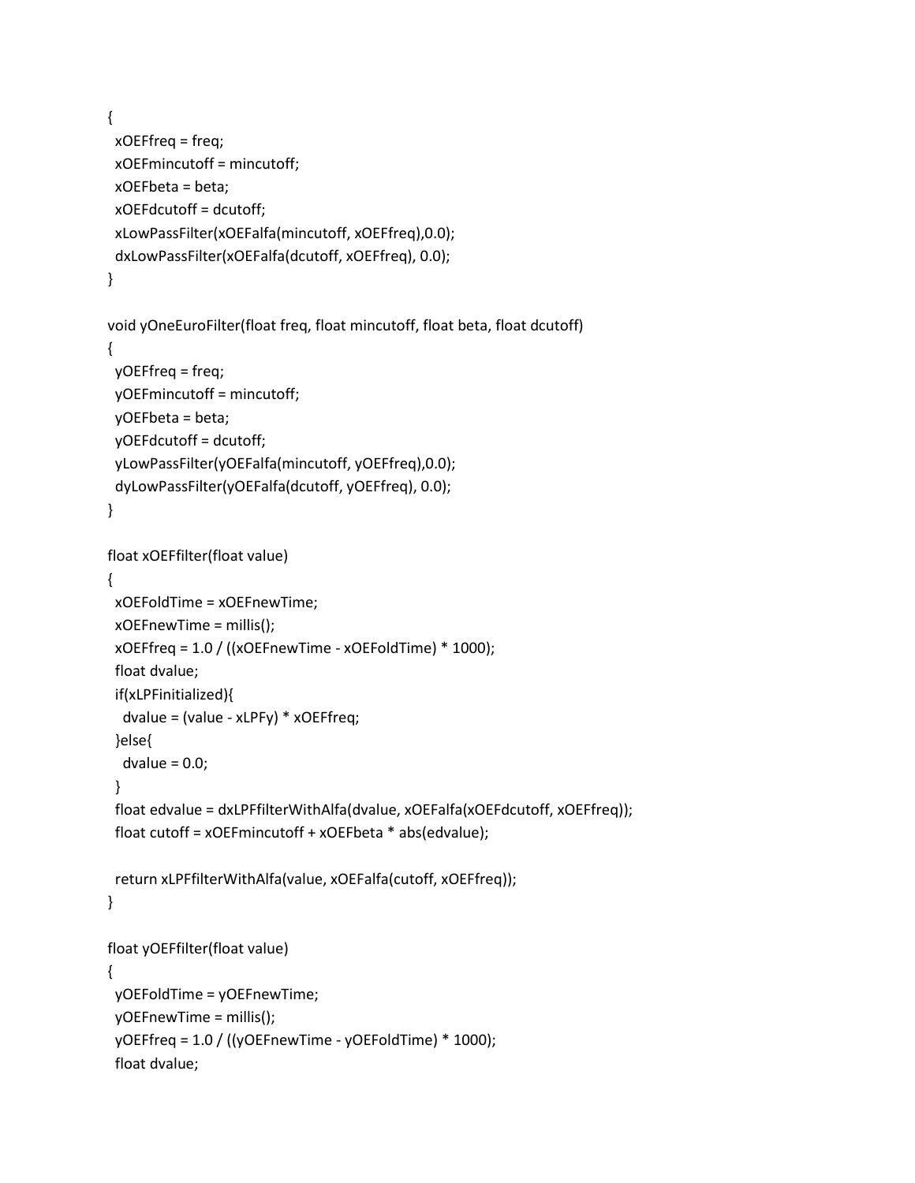```
{
  xOEFfreq = freq;
  xOEFmincutoff = mincutoff;
  xOEFbeta = beta;
  xOEFdcutoff = dcutoff;
  xLowPassFilter(xOEFalfa(mincutoff, xOEFfreq),0.0);
  dxLowPassFilter(xOEFalfa(dcutoff, xOEFfreq), 0.0);
}

void yOneEuroFilter(float freq, float mincutoff, float beta, float dcutoff)
{
  yOEFfreq = freq;
  yOEFmincutoff = mincutoff;
  yOEFbeta = beta;
  yOEFdcutoff = dcutoff;
  yLowPassFilter(yOEFalfa(mincutoff, yOEFfreq),0.0);
  dyLowPassFilter(yOEFalfa(dcutoff, yOEFfreq), 0.0);
}

float xOEFfilter(float value)
{
  xOEFoldTime = xOEFnewTime;
  xOEFnewTime = millis();
  xOEFfreq = 1.0 / ((xOEFnewTime - xOEFoldTime) * 1000);
  float dvalue;
  if(xLPFinitialized){
    dvalue = (value - xLPFy) * xOEFfreq;
  }else{
    dvalue = 0.0;
  }
  float edvalue = dxLPFfilterWithAlfa(dvalue, xOEFalfa(xOEFdcutoff, xOEFfreq));
  float cutoff = xOEFmincutoff + xOEFbeta * abs(edvalue);

  return xLPFfilterWithAlfa(value, xOEFalfa(cutoff, xOEFfreq));
}

float yOEFfilter(float value)
{
  yOEFoldTime = yOEFnewTime;
  yOEFnewTime = millis();
  yOEFfreq = 1.0 / ((yOEFnewTime - yOEFoldTime) * 1000);
  float dvalue;
```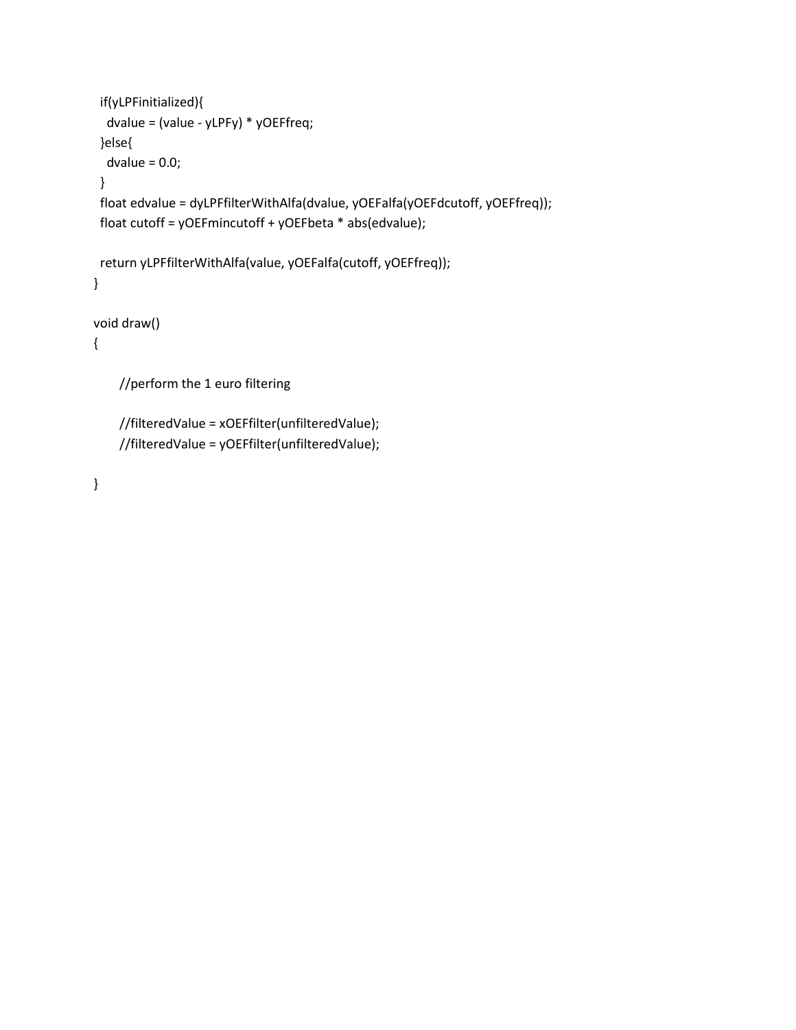```
  if(yLPFinitialized){
    dvalue = (value - yLPFy) * yOEFfreq;
  }else{
    dvalue = 0.0;
  }
  float edvalue = dyLPFfilterWithAlfa(dvalue, yOEFalfa(yOEFdcutoff, yOEFfreq));
  float cutoff = yOEFmincutoff + yOEFbeta * abs(edvalue);

  return yLPFfilterWithAlfa(value, yOEFalfa(cutoff, yOEFfreq));
}

void draw()
{

    //perform the 1 euro filtering

    //filteredValue = xOEFfilter(unfilteredValue);
    //filteredValue = yOEFfilter(unfilteredValue);

}
```